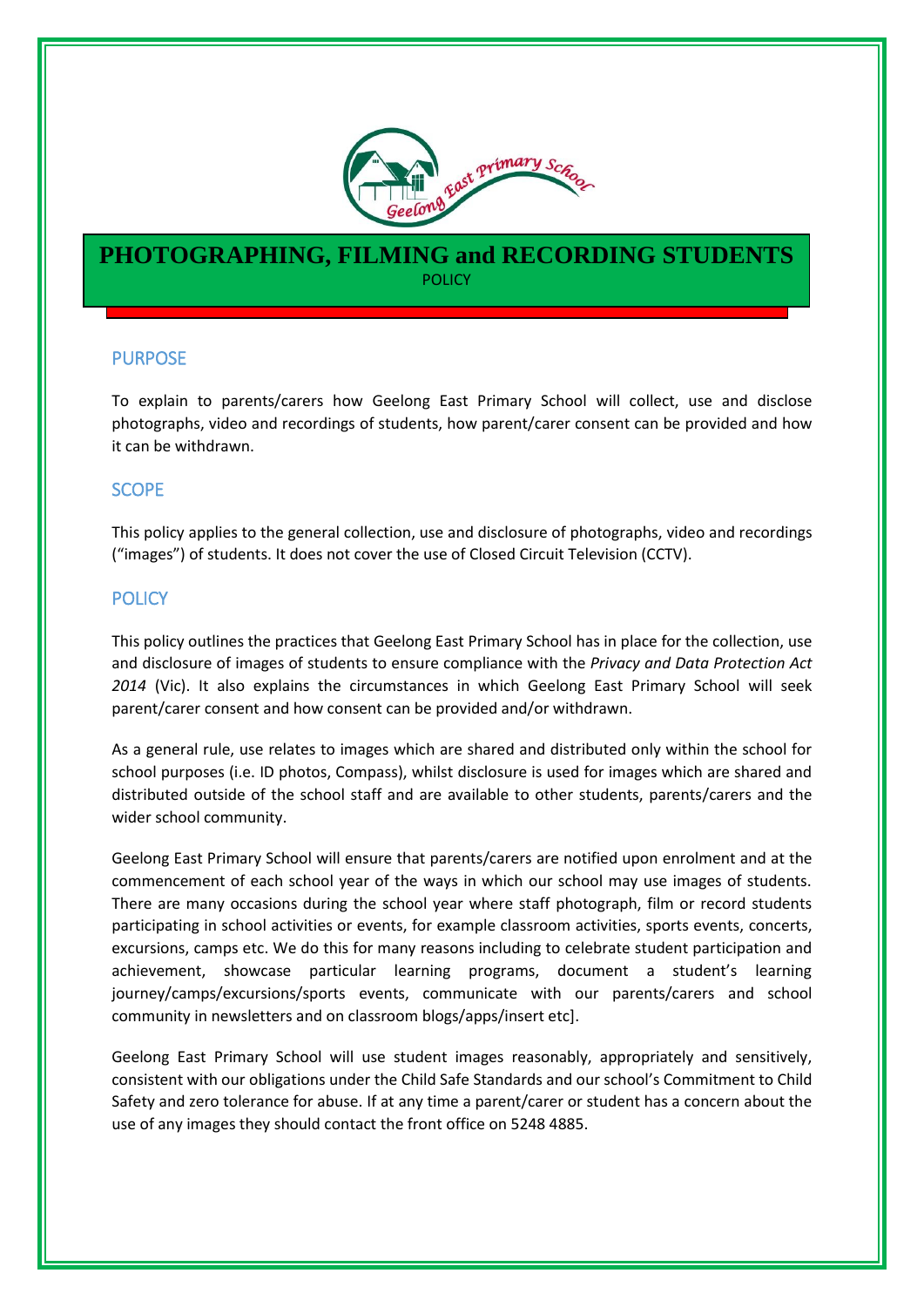# PHOTOGRAPHING, FILMING and RECORDING STUDENTS

POLICY

## PURPOSE

To explain to parents/carers how Geelong East Primary School will collect, use and disclose photographs, video and recordings of students, how parent/carer consent can be provided and how it can be withdrawn.

## SCOPE

This policy applies to the general collection, use and disclosure of photographs, video and recordings ("images") of students. It does not cover the use of Closed Circuit Television (CCTV).

## POLICY

This policy outlines the practices that Geelong East Primary School has in place for the collection, use and disclosure of images of students to ensure compliance with the *Privacy and Data Protection Act 2014* (Vic). It also explains the circumstances in which Geelong East Primary School will seek parent/carer consent and how consent can be provided and/or withdrawn.

As a general rule, use relates to images which are shared and distributed only within the school for school purposes (i.e. ID photos, Compass), whilst disclosure is used for images which are shared and distributed outside of the school staff and are available to other students, parents/carers and the wider school community.

Geelong East Primary School will ensure that parents/carers are notified upon enrolment and at the commencement of each school year of the ways in which our school may use images of students. There are many occasions during the school year where staff photograph, film or record students participating in school activities or events, for example classroom activities, sports events, concerts, excursions, camps etc. We do this for many reasons including to celebrate student participation and achievement, showcase particular learning programs, document a student's learning journey/camps/excursions/sports events, communicate with our parents/carers and school community in newsletters and on classroom blogs/apps/insert etc].

Geelong East Primary School will use student images reasonably, appropriately and sensitively, consistent with our obligations under the Child Safe Standards and our school's Commitment to Child Safety and zero tolerance for abuse. If at any time a parent/carer or student has a concern about the use of any images they should contact the front office on 5248 4885.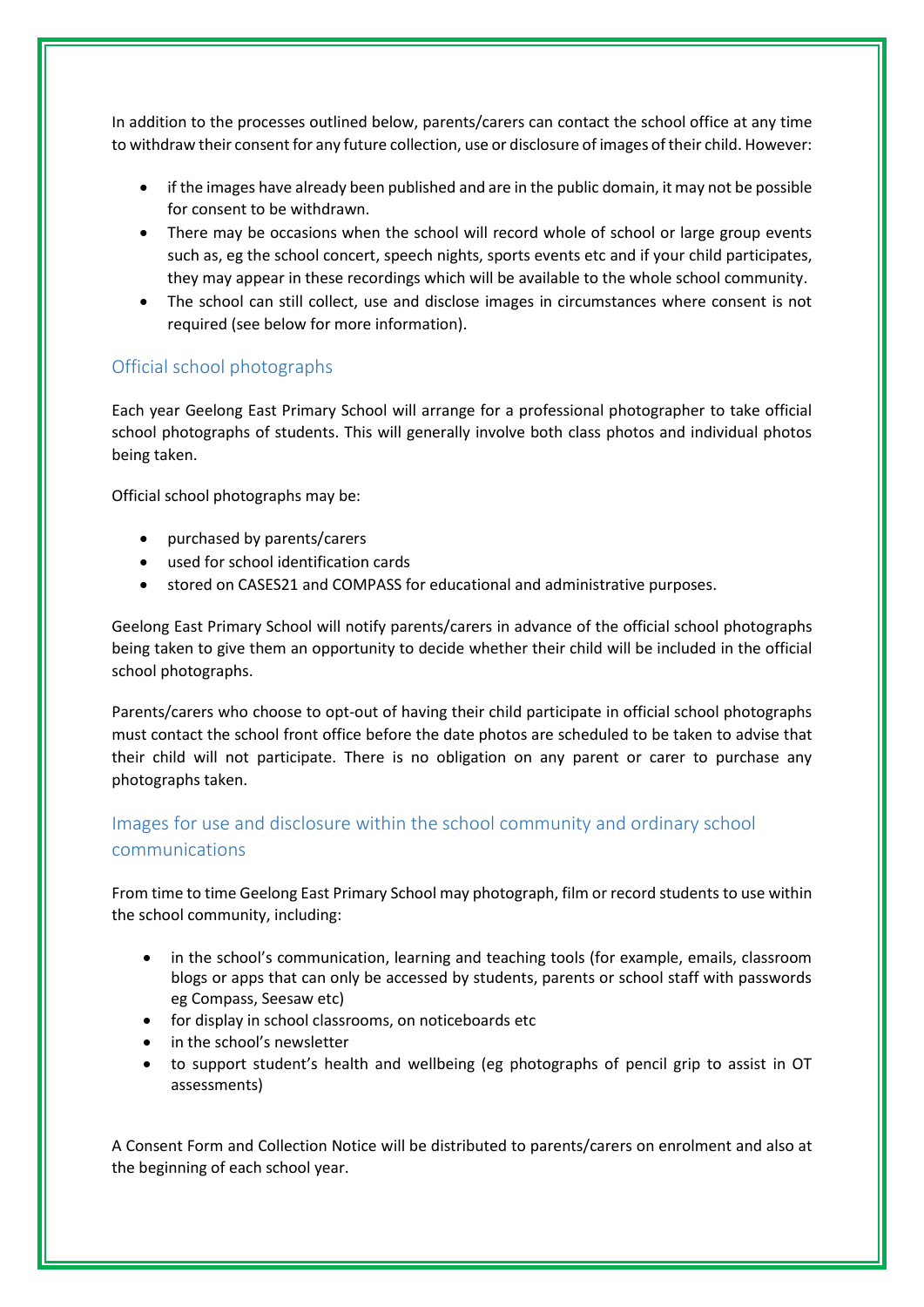In addition to the processes outlined below, parents/carers can contact the school office at any time to withdraw their consent for any future collection, use or disclosure of images of their child. However:

- if the images have already been published and are in the public domain, it may not be possible for consent to be withdrawn.
- There may be occasions when the school will record whole of school or large group events such as, eg the school concert, speech nights, sports events etc and if your child participates, they may appear in these recordings which will be available to the whole school community.
- The school can still collect, use and disclose images in circumstances where consent is not required (see below for more information).

## Official school photographs

Each year Geelong East Primary School will arrange for a professional photographer to take official school photographs of students. This will generally involve both class photos and individual photos being taken.

Official school photographs may be:

- purchased by parents/carers
- used for school identification cards
- stored on CASES21 and COMPASS for educational and administrative purposes.

Geelong East Primary School will notify parents/carers in advance of the official school photographs being taken to give them an opportunity to decide whether their child will be included in the official school photographs.

Parents/carers who choose to opt-out of having their child participate in official school photographs must contact the school front office before the date photos are scheduled to be taken to advise that their child will not participate. There is no obligation on any parent or carer to purchase any photographs taken.

## Images for use and disclosure within the school community and ordinary school communications

From time to time Geelong East Primary School may photograph, film or record students to use within the school community, including:

- in the school's communication, learning and teaching tools (for example, emails, classroom blogs or apps that can only be accessed by students, parents or school staff with passwords eg Compass, Seesaw etc)
- for display in school classrooms, on noticeboards etc
- in the school's newsletter
- to support student's health and wellbeing (eg photographs of pencil grip to assist in OT assessments)

A Consent Form and Collection Notice will be distributed to parents/carers on enrolment and also at the beginning of each school year.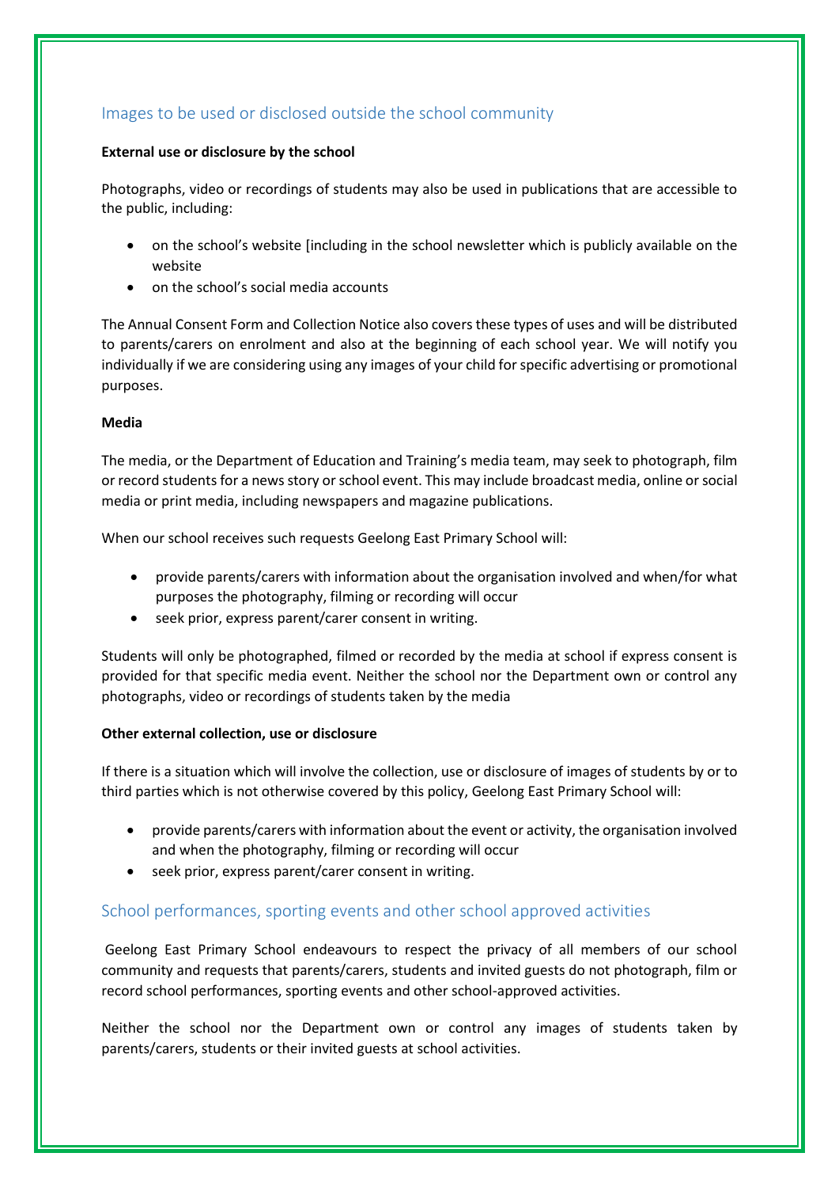## Images to be used or disclosed outside the school community

**External use or disclosure by the school**

Photographs, video or recordings of students may also be used in publications that are accessible to the public, including:

- on the school's website [including in the school newsletter which is publicly available on the website
- on the school's social media accounts

The Annual Consent Form and Collection Notice also covers these types of uses and will be distributed to parents/carers on enrolment and also at the beginning of each school year. We will notify you individually if we are considering using any images of your child for specific advertising or promotional purposes.

**Media**

The media, or the Department of Education and Training's media team, may seek to photograph, film or record students for a news story or school event. This may include broadcast media, online or social media or print media, including newspapers and magazine publications.

When our school receives such requests Geelong East Primary School will:

- provide parents/carers with information about the organisation involved and when/for what purposes the photography, filming or recording will occur
- seek prior, express parent/carer consent in writing.

Students will only be photographed, filmed or recorded by the media at school if express consent is provided for that specific media event. Neither the school nor the Department own or control any photographs, video or recordings of students taken by the media

**Other external collection, use or disclosure**

If there is a situation which will involve the collection, use or disclosure of images of students by or to third parties which is not otherwise covered by this policy, Geelong East Primary School will:

- provide parents/carers with information about the event or activity, the organisation involved and when the photography, filming or recording will occur
- seek prior, express parent/carer consent in writing.

## School performances, sporting events and other school approved activities

Geelong East Primary School endeavours to respect the privacy of all members of our school community and requests that parents/carers, students and invited guests do not photograph, film or record school performances, sporting events and other school-approved activities.

Neither the school nor the Department own or control any images of students taken by parents/carers, students or their invited guests at school activities.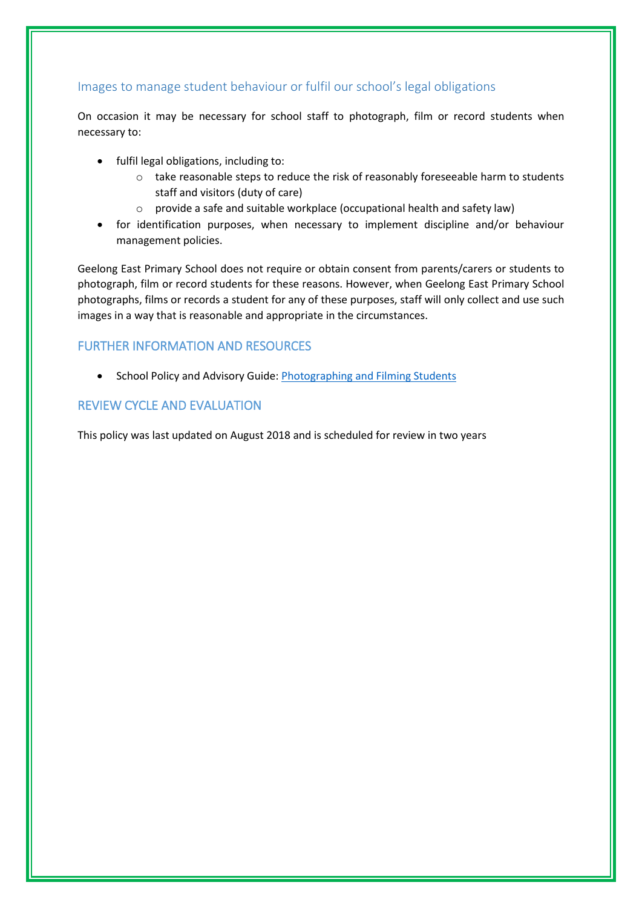### Images to manage student behaviour or fulfil our school's legal obligations

On occasion it may be necessary for school staff to photograph, film or record students when necessary to:

- fulfil legal obligations, including to:
  - take reasonable steps to reduce the risk of reasonably foreseeable harm to students staff and visitors (duty of care)
  - provide a safe and suitable workplace (occupational health and safety law)
- for identification purposes, when necessary to implement discipline and/or behaviour management policies.

Geelong East Primary School does not require or obtain consent from parents/carers or students to photograph, film or record students for these reasons. However, when Geelong East Primary School photographs, films or records a student for any of these purposes, staff will only collect and use such images in a way that is reasonable and appropriate in the circumstances.

## FURTHER INFORMATION AND RESOURCES

- School Policy and Advisory Guide: Photographing and Filming Students

## REVIEW CYCLE AND EVALUATION

This policy was last updated on August 2018 and is scheduled for review in two years